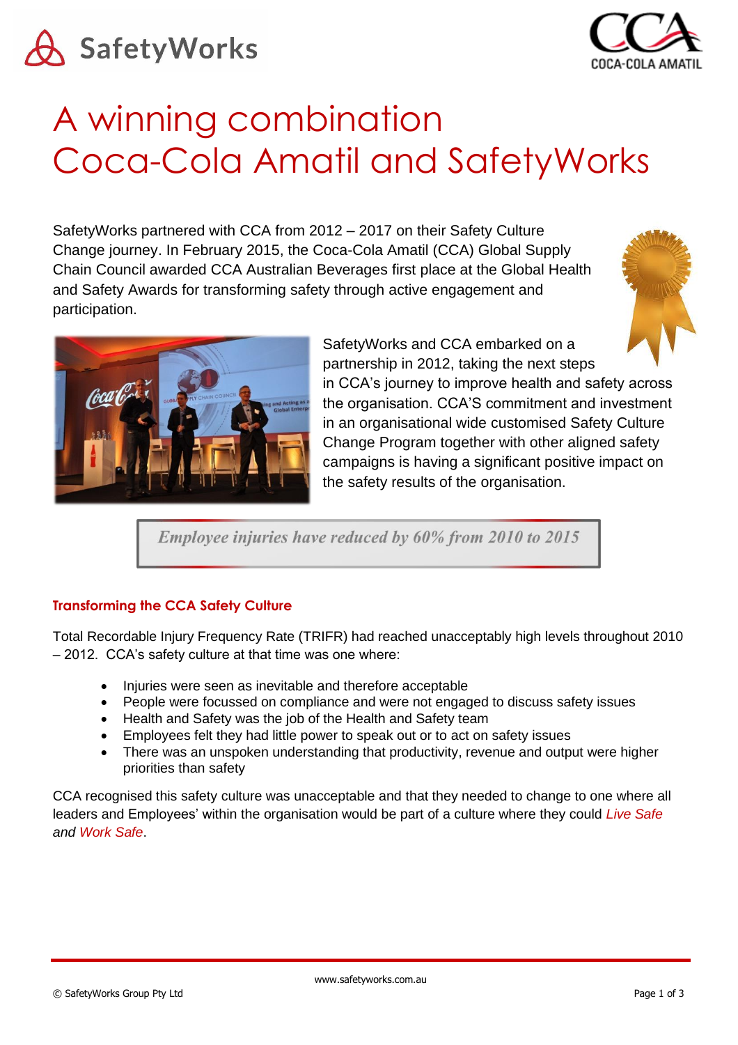# A winning combination Coca-Cola Amatil and SafetyWorks

SafetyWorks partnered with CCA from 2012 – 2017 on their Safety Culture Change journey. In February 2015, the Coca-Cola Amatil (CCA) Global Supply Chain Council awarded CCA Australian Beverages first place at the Global Health and Safety Awards for transforming safety through active engagement and participation.

SafetyWorks and CCA embarked on a partnership in 2012, taking the next steps in CCA's journey to improve health and safety across the organisation. CCA'S commitment and investment in an organisational wide customised Safety Culture Change Program together with other aligned safety campaigns is having a significant positive impact on the safety results of the organisation.

> ***Employee injuries have reduced by 60% from 2010 to 2015***

## Transforming the CCA Safety Culture

Total Recordable Injury Frequency Rate (TRIFR) had reached unacceptably high levels throughout 2010 – 2012. CCA's safety culture at that time was one where:

- Injuries were seen as inevitable and therefore acceptable
- People were focussed on compliance and were not engaged to discuss safety issues
- Health and Safety was the job of the Health and Safety team
- Employees felt they had little power to speak out or to act on safety issues
- There was an unspoken understanding that productivity, revenue and output were higher priorities than safety

CCA recognised this safety culture was unacceptable and that they needed to change to one where all leaders and Employees' within the organisation would be part of a culture where they could *Live Safe and Work Safe*.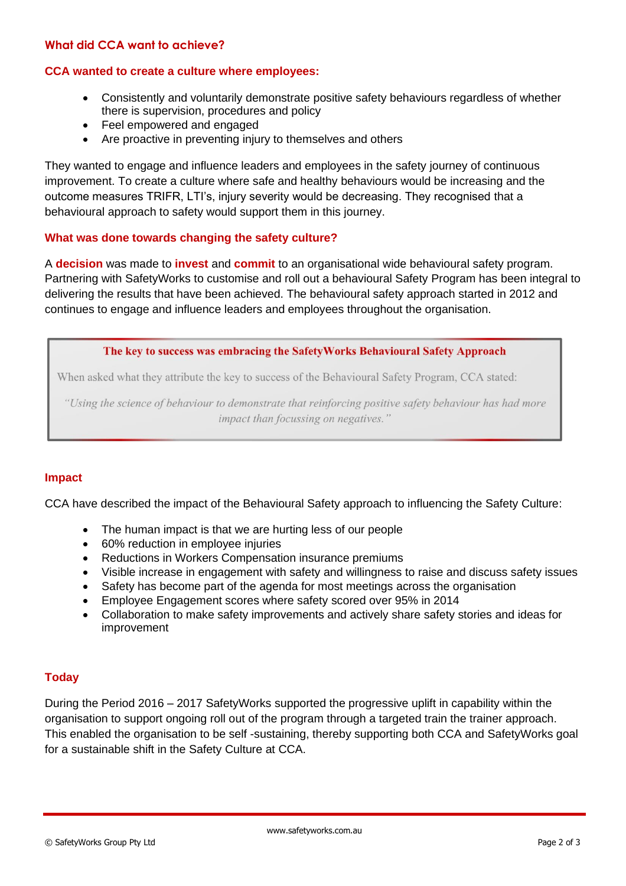## What did CCA want to achieve?

### CCA wanted to create a culture where employees:

- Consistently and voluntarily demonstrate positive safety behaviours regardless of whether there is supervision, procedures and policy
- Feel empowered and engaged
- Are proactive in preventing injury to themselves and others

They wanted to engage and influence leaders and employees in the safety journey of continuous improvement. To create a culture where safe and healthy behaviours would be increasing and the outcome measures TRIFR, LTI's, injury severity would be decreasing. They recognised that a behavioural approach to safety would support them in this journey.

### What was done towards changing the safety culture?

A **decision** was made to **invest** and **commit** to an organisational wide behavioural safety program. Partnering with SafetyWorks to customise and roll out a behavioural Safety Program has been integral to delivering the results that have been achieved. The behavioural safety approach started in 2012 and continues to engage and influence leaders and employees throughout the organisation.

> **The key to success was embracing the SafetyWorks Behavioural Safety Approach**
>
> When asked what they attribute the key to success of the Behavioural Safety Program, CCA stated:
>
> *"Using the science of behaviour to demonstrate that reinforcing positive safety behaviour has had more impact than focussing on negatives."*

### Impact

CCA have described the impact of the Behavioural Safety approach to influencing the Safety Culture:

- The human impact is that we are hurting less of our people
- 60% reduction in employee injuries
- Reductions in Workers Compensation insurance premiums
- Visible increase in engagement with safety and willingness to raise and discuss safety issues
- Safety has become part of the agenda for most meetings across the organisation
- Employee Engagement scores where safety scored over 95% in 2014
- Collaboration to make safety improvements and actively share safety stories and ideas for improvement

### Today

During the Period 2016 – 2017 SafetyWorks supported the progressive uplift in capability within the organisation to support ongoing roll out of the program through a targeted train the trainer approach. This enabled the organisation to be self -sustaining, thereby supporting both CCA and SafetyWorks goal for a sustainable shift in the Safety Culture at CCA.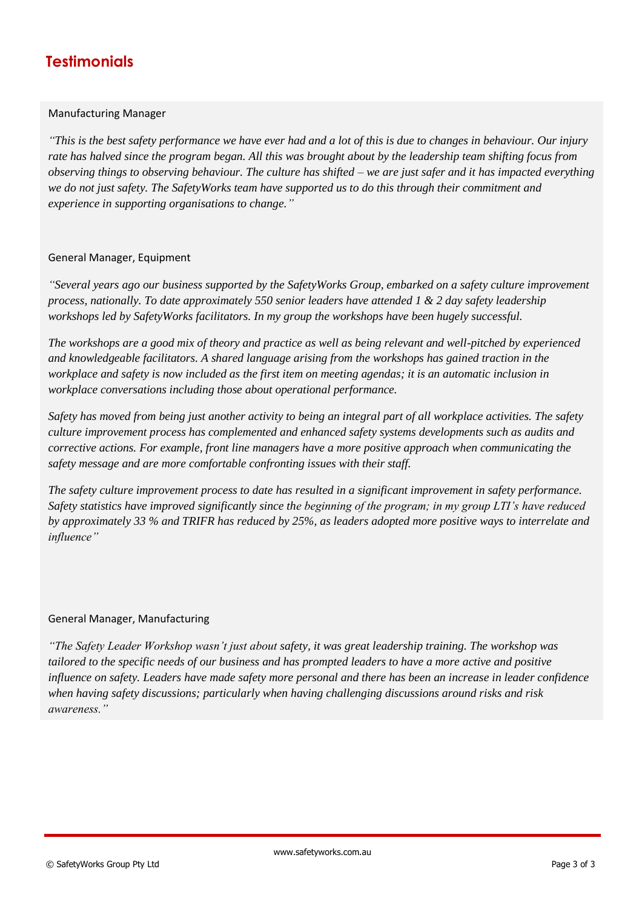## Testimonials

Manufacturing Manager

*"This is the best safety performance we have ever had and a lot of this is due to changes in behaviour. Our injury rate has halved since the program began. All this was brought about by the leadership team shifting focus from observing things to observing behaviour. The culture has shifted – we are just safer and it has impacted everything we do not just safety. The SafetyWorks team have supported us to do this through their commitment and experience in supporting organisations to change."*

General Manager, Equipment

*"Several years ago our business supported by the SafetyWorks Group, embarked on a safety culture improvement process, nationally. To date approximately 550 senior leaders have attended 1 & 2 day safety leadership workshops led by SafetyWorks facilitators. In my group the workshops have been hugely successful.*

*The workshops are a good mix of theory and practice as well as being relevant and well-pitched by experienced and knowledgeable facilitators. A shared language arising from the workshops has gained traction in the workplace and safety is now included as the first item on meeting agendas; it is an automatic inclusion in workplace conversations including those about operational performance.*

*Safety has moved from being just another activity to being an integral part of all workplace activities. The safety culture improvement process has complemented and enhanced safety systems developments such as audits and corrective actions. For example, front line managers have a more positive approach when communicating the safety message and are more comfortable confronting issues with their staff.*

*The safety culture improvement process to date has resulted in a significant improvement in safety performance. Safety statistics have improved significantly since the beginning of the program; in my group LTI's have reduced by approximately 33 % and TRIFR has reduced by 25%, as leaders adopted more positive ways to interrelate and influence"*

General Manager, Manufacturing

*"The Safety Leader Workshop wasn't just about safety, it was great leadership training. The workshop was tailored to the specific needs of our business and has prompted leaders to have a more active and positive influence on safety. Leaders have made safety more personal and there has been an increase in leader confidence when having safety discussions; particularly when having challenging discussions around risks and risk awareness."*